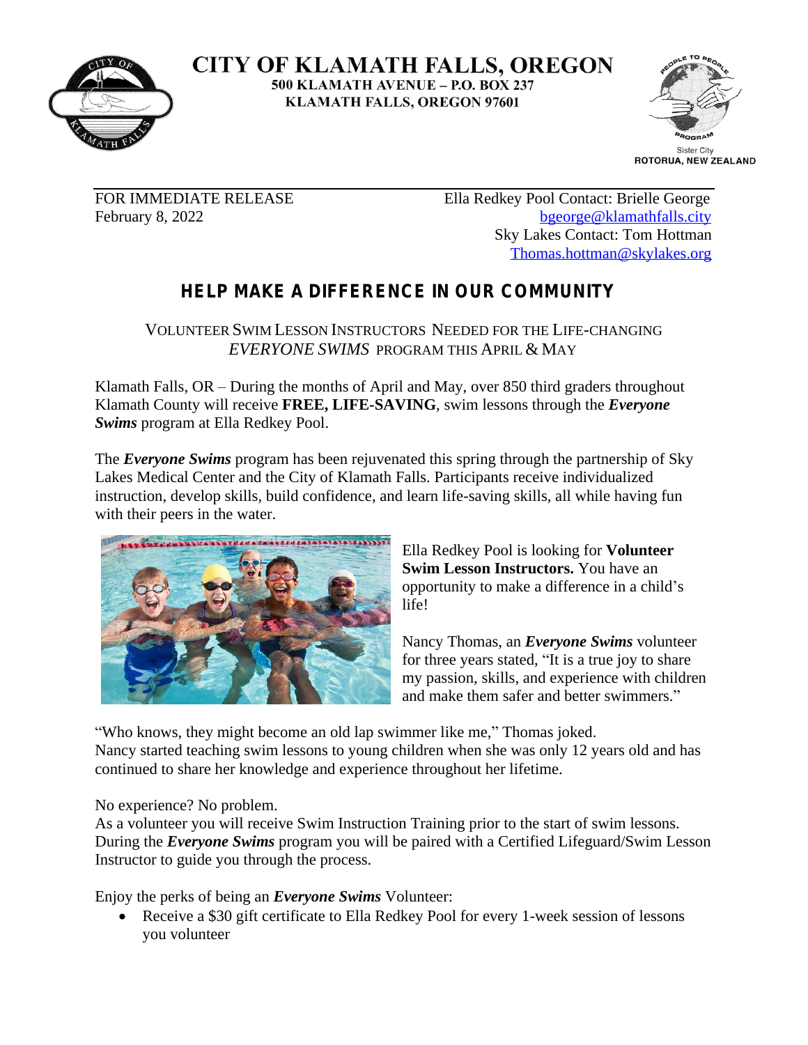# CITY OF KLAMATH FALLS, OREGON

**500 KLAMATH AVENUE – P.O. BOX 237**
**KLAMATH FALLS, OREGON 97601**

Sister City
ROTORUA, NEW ZEALAND

FOR IMMEDIATE RELEASE
February 8, 2022

Ella Redkey Pool Contact: Brielle George
bgeorge@klamathfalls.city
Sky Lakes Contact: Tom Hottman
Thomas.hottman@skylakes.org

## HELP MAKE A DIFFERENCE IN OUR COMMUNITY

VOLUNTEER SWIM LESSON INSTRUCTORS NEEDED FOR THE LIFE-CHANGING *EVERYONE SWIMS* PROGRAM THIS APRIL & MAY

Klamath Falls, OR – During the months of April and May, over 850 third graders throughout Klamath County will receive **FREE, LIFE-SAVING**, swim lessons through the ***Everyone Swims*** program at Ella Redkey Pool.

The ***Everyone Swims*** program has been rejuvenated this spring through the partnership of Sky Lakes Medical Center and the City of Klamath Falls. Participants receive individualized instruction, develop skills, build confidence, and learn life-saving skills, all while having fun with their peers in the water.

Ella Redkey Pool is looking for **Volunteer Swim Lesson Instructors.** You have an opportunity to make a difference in a child's life!

Nancy Thomas, an ***Everyone Swims*** volunteer for three years stated, "It is a true joy to share my passion, skills, and experience with children and make them safer and better swimmers."

"Who knows, they might become an old lap swimmer like me," Thomas joked.
Nancy started teaching swim lessons to young children when she was only 12 years old and has continued to share her knowledge and experience throughout her lifetime.

No experience? No problem.
As a volunteer you will receive Swim Instruction Training prior to the start of swim lessons. During the ***Everyone Swims*** program you will be paired with a Certified Lifeguard/Swim Lesson Instructor to guide you through the process.

Enjoy the perks of being an ***Everyone Swims*** Volunteer:

- Receive a $30 gift certificate to Ella Redkey Pool for every 1-week session of lessons you volunteer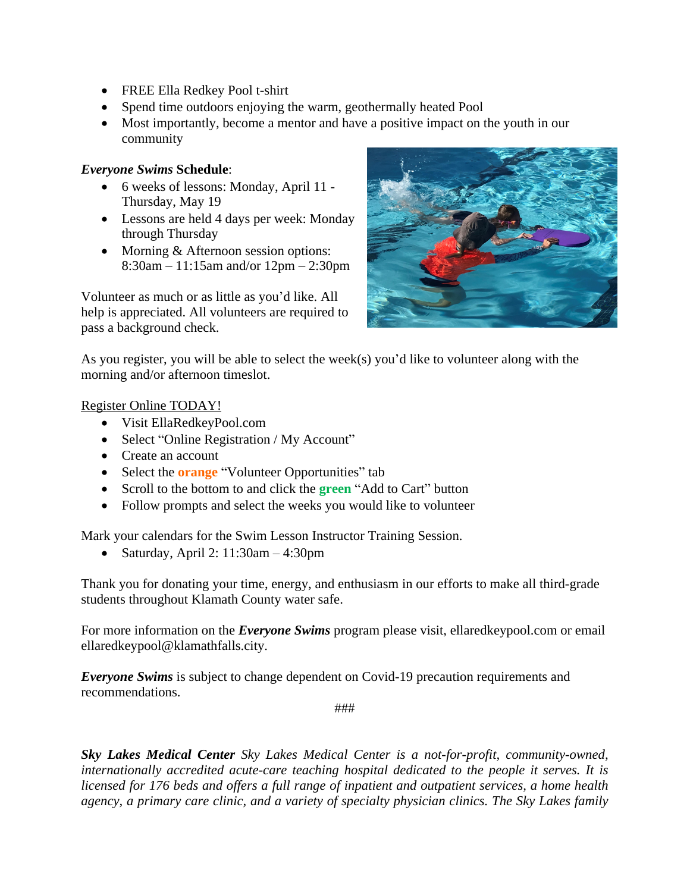- FREE Ella Redkey Pool t-shirt
- Spend time outdoors enjoying the warm, geothermally heated Pool
- Most importantly, become a mentor and have a positive impact on the youth in our community

***Everyone Swims* Schedule**:

- 6 weeks of lessons: Monday, April 11 - Thursday, May 19
- Lessons are held 4 days per week: Monday through Thursday
- Morning & Afternoon session options: 8:30am – 11:15am and/or 12pm – 2:30pm

Volunteer as much or as little as you'd like. All help is appreciated. All volunteers are required to pass a background check.

As you register, you will be able to select the week(s) you'd like to volunteer along with the morning and/or afternoon timeslot.

Register Online TODAY!

- Visit EllaRedkeyPool.com
- Select "Online Registration / My Account"
- Create an account
- Select the **orange** "Volunteer Opportunities" tab
- Scroll to the bottom to and click the **green** "Add to Cart" button
- Follow prompts and select the weeks you would like to volunteer

Mark your calendars for the Swim Lesson Instructor Training Session.

- Saturday, April 2: 11:30am – 4:30pm

Thank you for donating your time, energy, and enthusiasm in our efforts to make all third-grade students throughout Klamath County water safe.

For more information on the ***Everyone Swims*** program please visit, ellaredkeypool.com or email ellaredkeypool@klamathfalls.city.

***Everyone Swims*** is subject to change dependent on Covid-19 precaution requirements and recommendations.

###

***Sky Lakes Medical Center*** *Sky Lakes Medical Center is a not-for-profit, community-owned, internationally accredited acute-care teaching hospital dedicated to the people it serves. It is licensed for 176 beds and offers a full range of inpatient and outpatient services, a home health agency, a primary care clinic, and a variety of specialty physician clinics. The Sky Lakes family*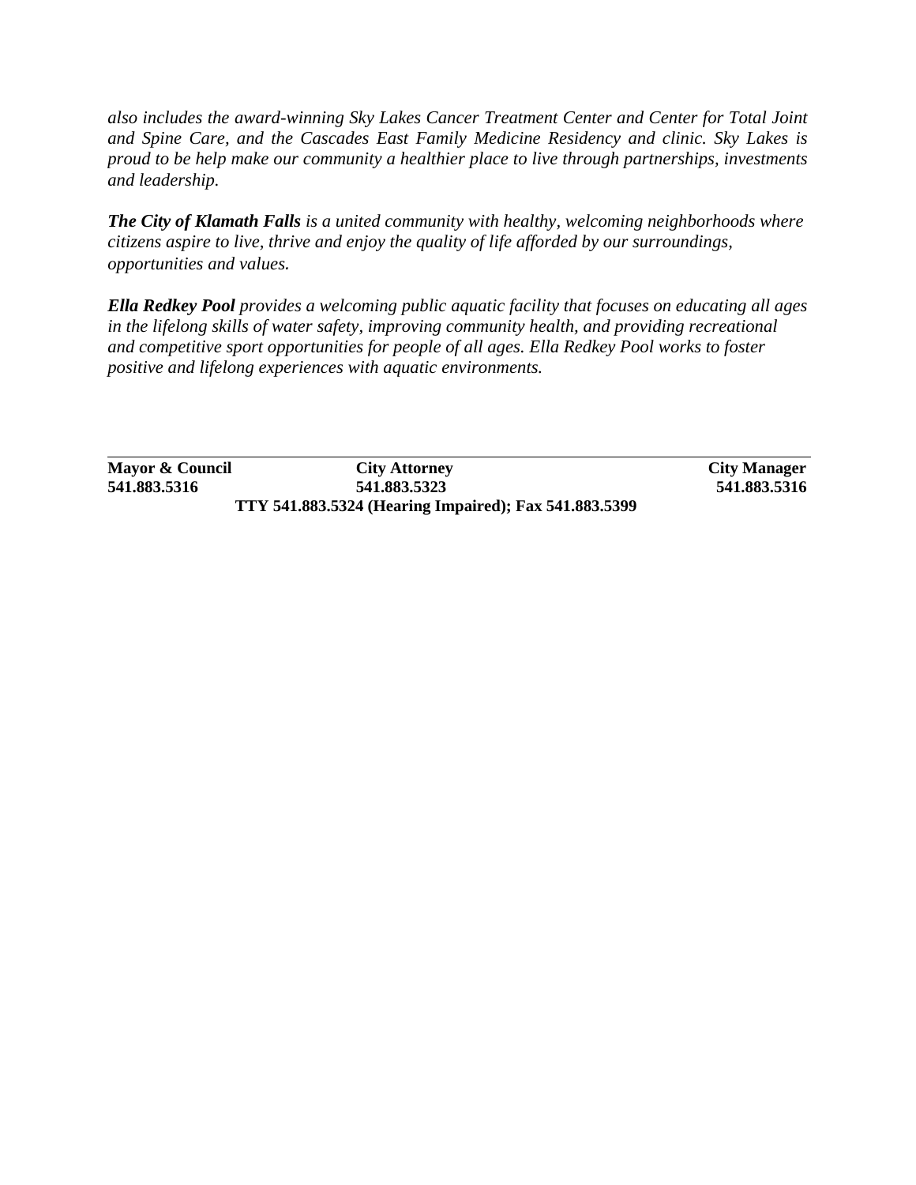*also includes the award-winning Sky Lakes Cancer Treatment Center and Center for Total Joint and Spine Care, and the Cascades East Family Medicine Residency and clinic. Sky Lakes is proud to be help make our community a healthier place to live through partnerships, investments and leadership.*

***The City of Klamath Falls** is a united community with healthy, welcoming neighborhoods where citizens aspire to live, thrive and enjoy the quality of life afforded by our surroundings, opportunities and values.*

***Ella Redkey Pool** provides a welcoming public aquatic facility that focuses on educating all ages in the lifelong skills of water safety, improving community health, and providing recreational and competitive sport opportunities for people of all ages. Ella Redkey Pool works to foster positive and lifelong experiences with aquatic environments.*

---

| | | |
|---|---|---|
| **Mayor & Council** | **City Attorney** | **City Manager** |
| **541.883.5316** | **541.883.5323** | **541.883.5316** |

**TTY 541.883.5324 (Hearing Impaired); Fax 541.883.5399**